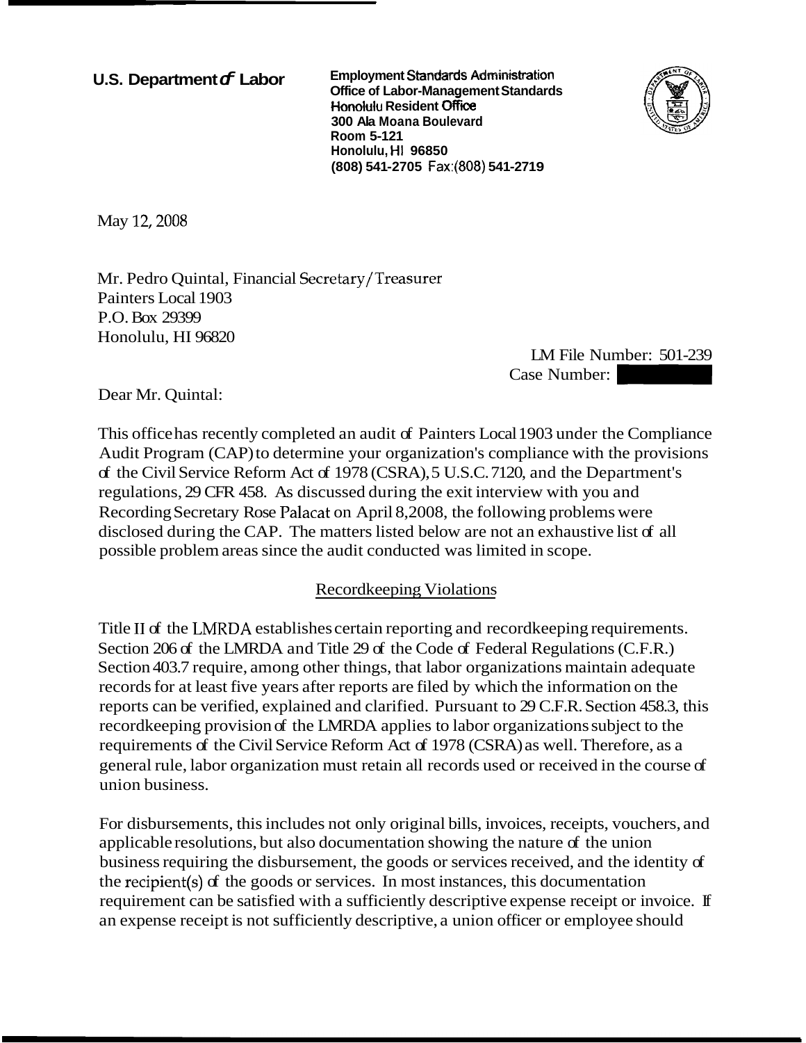**U.S. Department of Labor**

Employment Standards Administration
Office of Labor-Management Standards
Honolulu Resident Office
300 Ala Moana Boulevard
Room 5-121
Honolulu, HI 96850
(808) 541-2705 Fax:(808) 541-2719

May 12, 2008

Mr. Pedro Quintal, Financial Secretary/Treasurer
Painters Local 1903
P.O. Box 29399
Honolulu, HI 96820

LM File Number: 501-239
Case Number:

Dear Mr. Quintal:

This office has recently completed an audit of Painters Local 1903 under the Compliance Audit Program (CAP) to determine your organization's compliance with the provisions of the Civil Service Reform Act of 1978 (CSRA), 5 U.S.C. 7120, and the Department's regulations, 29 CFR 458. As discussed during the exit interview with you and Recording Secretary Rose Palacat on April 8, 2008, the following problems were disclosed during the CAP. The matters listed below are not an exhaustive list of all possible problem areas since the audit conducted was limited in scope.

## Recordkeeping Violations

Title II of the LMRDA establishes certain reporting and recordkeeping requirements. Section 206 of the LMRDA and Title 29 of the Code of Federal Regulations (C.F.R.) Section 403.7 require, among other things, that labor organizations maintain adequate records for at least five years after reports are filed by which the information on the reports can be verified, explained and clarified. Pursuant to 29 C.F.R. Section 458.3, this recordkeeping provision of the LMRDA applies to labor organizations subject to the requirements of the Civil Service Reform Act of 1978 (CSRA) as well. Therefore, as a general rule, labor organization must retain all records used or received in the course of union business.

For disbursements, this includes not only original bills, invoices, receipts, vouchers, and applicable resolutions, but also documentation showing the nature of the union business requiring the disbursement, the goods or services received, and the identity of the recipient(s) of the goods or services. In most instances, this documentation requirement can be satisfied with a sufficiently descriptive expense receipt or invoice. If an expense receipt is not sufficiently descriptive, a union officer or employee should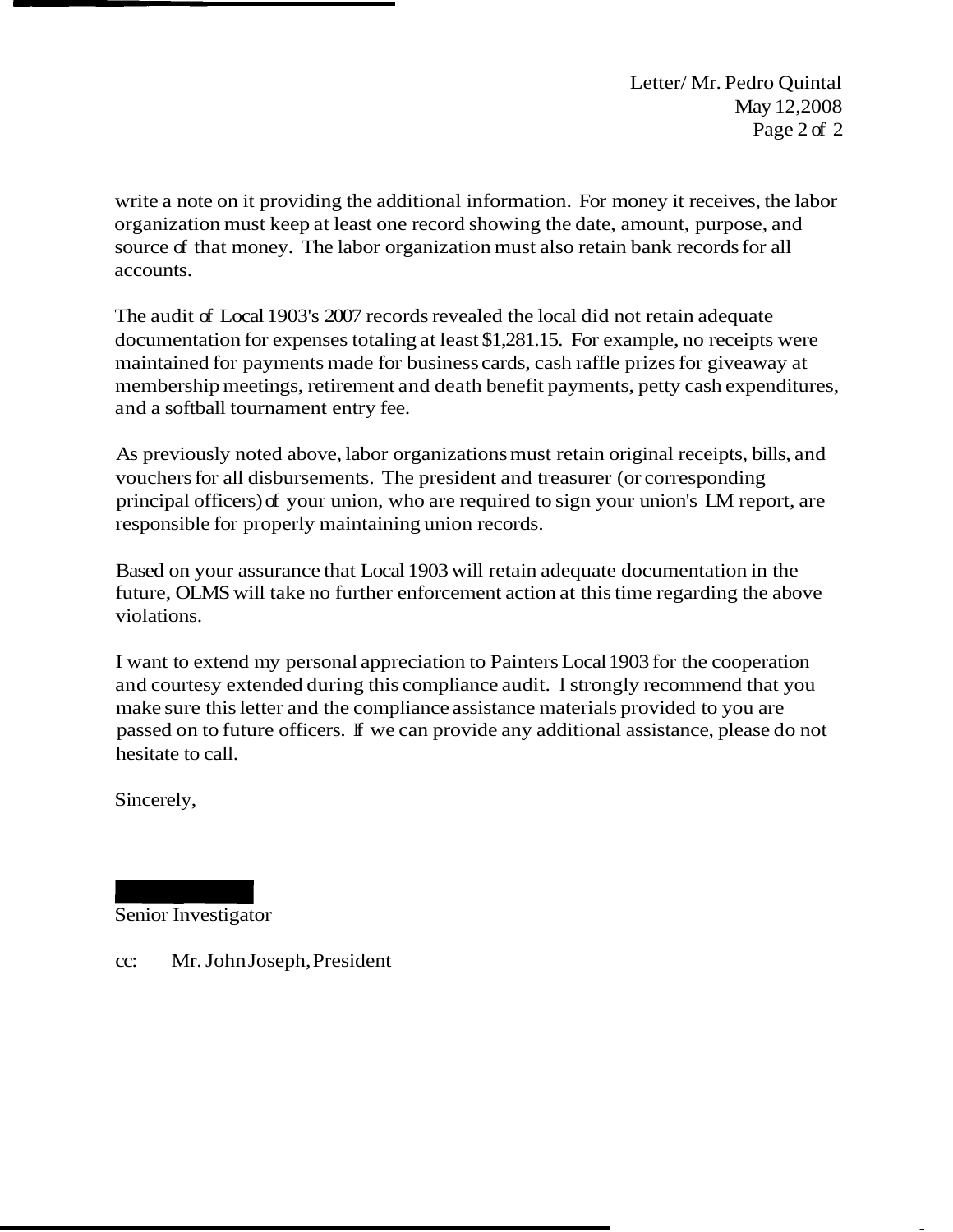write a note on it providing the additional information. For money it receives, the labor organization must keep at least one record showing the date, amount, purpose, and source of that money. The labor organization must also retain bank records for all accounts.

The audit of Local 1903's 2007 records revealed the local did not retain adequate documentation for expenses totaling at least $1,281.15. For example, no receipts were maintained for payments made for business cards, cash raffle prizes for giveaway at membership meetings, retirement and death benefit payments, petty cash expenditures, and a softball tournament entry fee.

As previously noted above, labor organizations must retain original receipts, bills, and vouchers for all disbursements. The president and treasurer (or corresponding principal officers) of your union, who are required to sign your union's LM report, are responsible for properly maintaining union records.

Based on your assurance that Local 1903 will retain adequate documentation in the future, OLMS will take no further enforcement action at this time regarding the above violations.

I want to extend my personal appreciation to Painters Local 1903 for the cooperation and courtesy extended during this compliance audit. I strongly recommend that you make sure this letter and the compliance assistance materials provided to you are passed on to future officers. If we can provide any additional assistance, please do not hesitate to call.

Sincerely,

Senior Investigator

cc: Mr. John Joseph, President